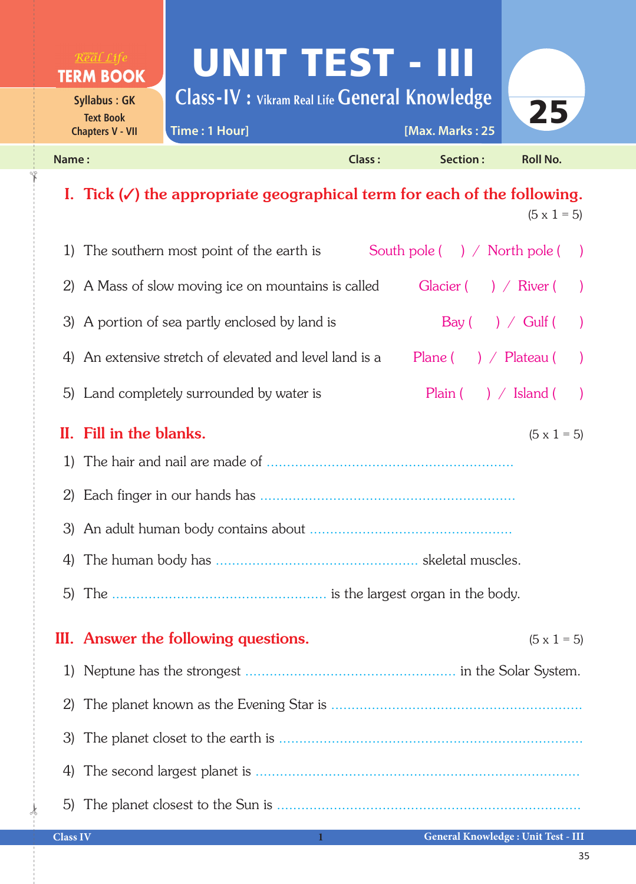Real Life
**TERM BOOK**

Syllabus : GK
Text Book
Chapters V - VII

# UNIT TEST - III

## Class-IV : Vikram Real Life General Knowledge

**25**

Time : 1 Hour] [Max. Marks : 25

**Name :** **Class :** **Section :** **Roll No.**

## I. Tick (✓) the appropriate geographical term for each of the following.

(5 x 1 = 5)

1) The southern most point of the earth is South pole ( ) / North pole ( )

2) A Mass of slow moving ice on mountains is called Glacier ( ) / River ( )

3) A portion of sea partly enclosed by land is Bay ( ) / Gulf ( )

4) An extensive stretch of elevated and level land is a Plane ( ) / Plateau ( )

5) Land completely surrounded by water is Plain ( ) / Island ( )

## II. Fill in the blanks.

(5 x 1 = 5)

1) The hair and nail are made of ..............................................................

2) Each finger in our hands has ..............................................................

3) An adult human body contains about ..................................................

4) The human body has .................................................. skeletal muscles.

5) The ..................................................... is the largest organ in the body.

## III. Answer the following questions.

(5 x 1 = 5)

1) Neptune has the strongest .................................................... in the Solar System.

2) The planet known as the Evening Star is ..............................................................

3) The planet closet to the earth is ..............................................................

4) The second largest planet is ..............................................................

5) The planet closest to the Sun is ..............................................................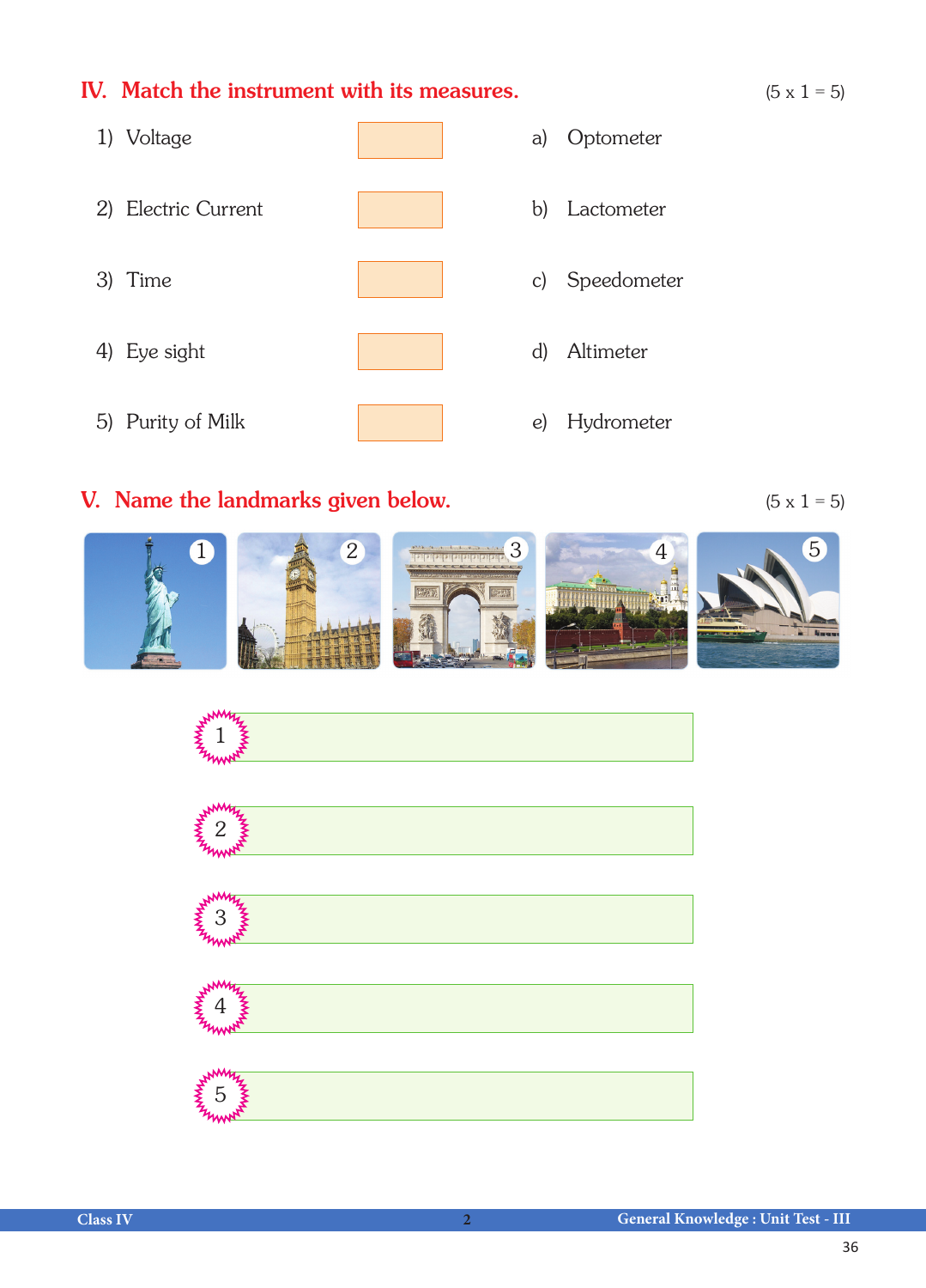## IV. Match the instrument with its measures. (5 x 1 = 5)

| | | | |
|---|---|---|---|
| 1) Voltage | | a) | Optometer |
| 2) Electric Current | | b) | Lactometer |
| 3) Time | | c) | Speedometer |
| 4) Eye sight | | d) | Altimeter |
| 5) Purity of Milk | | e) | Hydrometer |

## V. Name the landmarks given below. (5 x 1 = 5)

1

2

3

4

5

1 ______________________

2 ______________________

3 ______________________

4 ______________________

5 ______________________